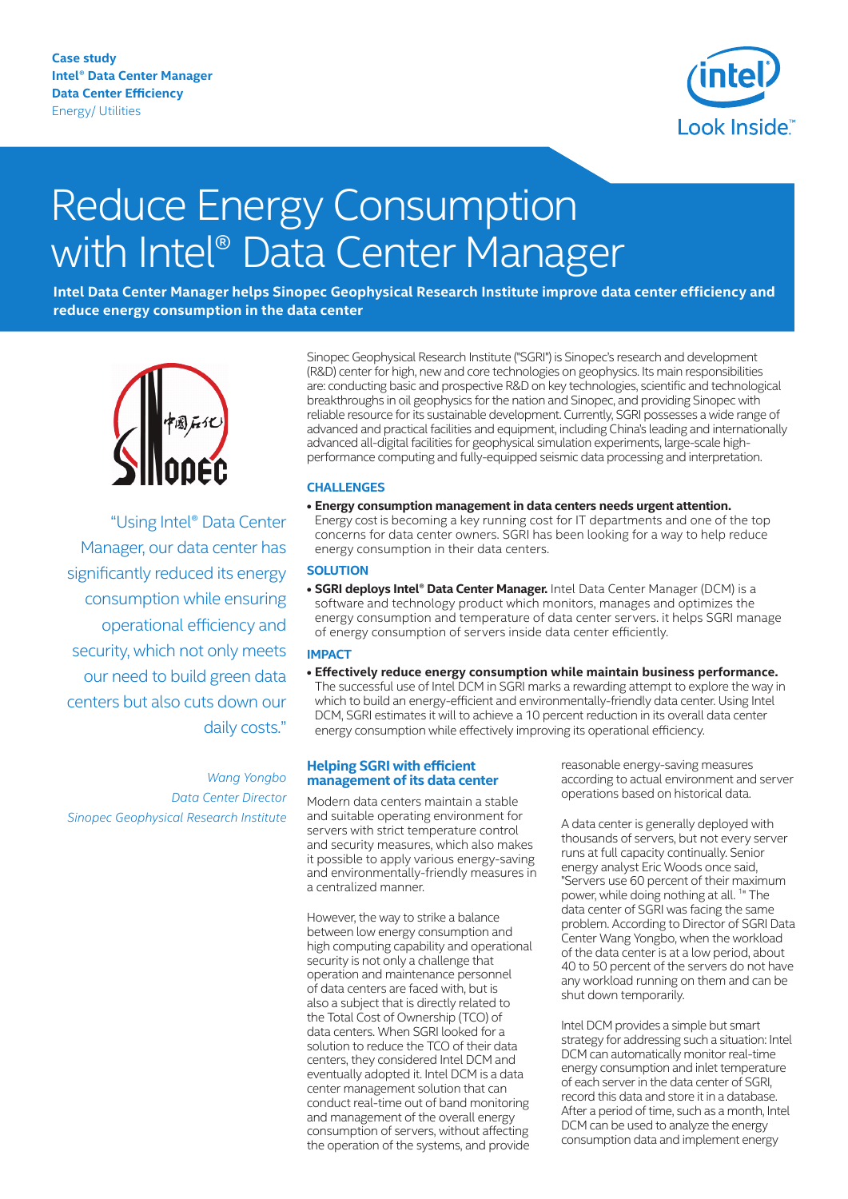**Case study**
**Intel® Data Center Manager**
**Data Center Efficiency**
Energy/ Utilities

# Reduce Energy Consumption with Intel® Data Center Manager

**Intel Data Center Manager helps Sinopec Geophysical Research Institute improve data center efficiency and reduce energy consumption in the data center**

Sinopec Geophysical Research Institute ("SGRI") is Sinopec's research and development (R&D) center for high, new and core technologies on geophysics. Its main responsibilities are: conducting basic and prospective R&D on key technologies, scientific and technological breakthroughs in oil geophysics for the nation and Sinopec, and providing Sinopec with reliable resource for its sustainable development. Currently, SGRI possesses a wide range of advanced and practical facilities and equipment, including China's leading and internationally advanced all-digital facilities for geophysical simulation experiments, large-scale high-performance computing and fully-equipped seismic data processing and interpretation.

### CHALLENGES

- **Energy consumption management in data centers needs urgent attention.** Energy cost is becoming a key running cost for IT departments and one of the top concerns for data center owners. SGRI has been looking for a way to help reduce energy consumption in their data centers.

### SOLUTION

- **SGRI deploys Intel® Data Center Manager.** Intel Data Center Manager (DCM) is a software and technology product which monitors, manages and optimizes the energy consumption and temperature of data center servers. it helps SGRI manage of energy consumption of servers inside data center efficiently.

### IMPACT

- **Effectively reduce energy consumption while maintain business performance.** The successful use of Intel DCM in SGRI marks a rewarding attempt to explore the way in which to build an energy-efficient and environmentally-friendly data center. Using Intel DCM, SGRI estimates it will to achieve a 10 percent reduction in its overall data center energy consumption while effectively improving its operational efficiency.

*"Using Intel® Data Center Manager, our data center has significantly reduced its energy consumption while ensuring operational efficiency and security, which not only meets our need to build green data centers but also cuts down our daily costs."*

*Wang Yongbo*
*Data Center Director*
*Sinopec Geophysical Research Institute*

## Helping SGRI with efficient management of its data center

Modern data centers maintain a stable and suitable operating environment for servers with strict temperature control and security measures, which also makes it possible to apply various energy-saving and environmentally-friendly measures in a centralized manner.

However, the way to strike a balance between low energy consumption and high computing capability and operational security is not only a challenge that operation and maintenance personnel of data centers are faced with, but is also a subject that is directly related to the Total Cost of Ownership (TCO) of data centers. When SGRI looked for a solution to reduce the TCO of their data centers, they considered Intel DCM and eventually adopted it. Intel DCM is a data center management solution that can conduct real-time out of band monitoring and management of the overall energy consumption of servers, without affecting the operation of the systems, and provide reasonable energy-saving measures according to actual environment and server operations based on historical data.

A data center is generally deployed with thousands of servers, but not every server runs at full capacity continually. Senior energy analyst Eric Woods once said, "Servers use 60 percent of their maximum power, while doing nothing at all. [1]" The data center of SGRI was facing the same problem. According to Director of SGRI Data Center Wang Yongbo, when the workload of the data center is at a low period, about 40 to 50 percent of the servers do not have any workload running on them and can be shut down temporarily.

Intel DCM provides a simple but smart strategy for addressing such a situation: Intel DCM can automatically monitor real-time energy consumption and inlet temperature of each server in the data center of SGRI, record this data and store it in a database. After a period of time, such as a month, Intel DCM can be used to analyze the energy consumption data and implement energy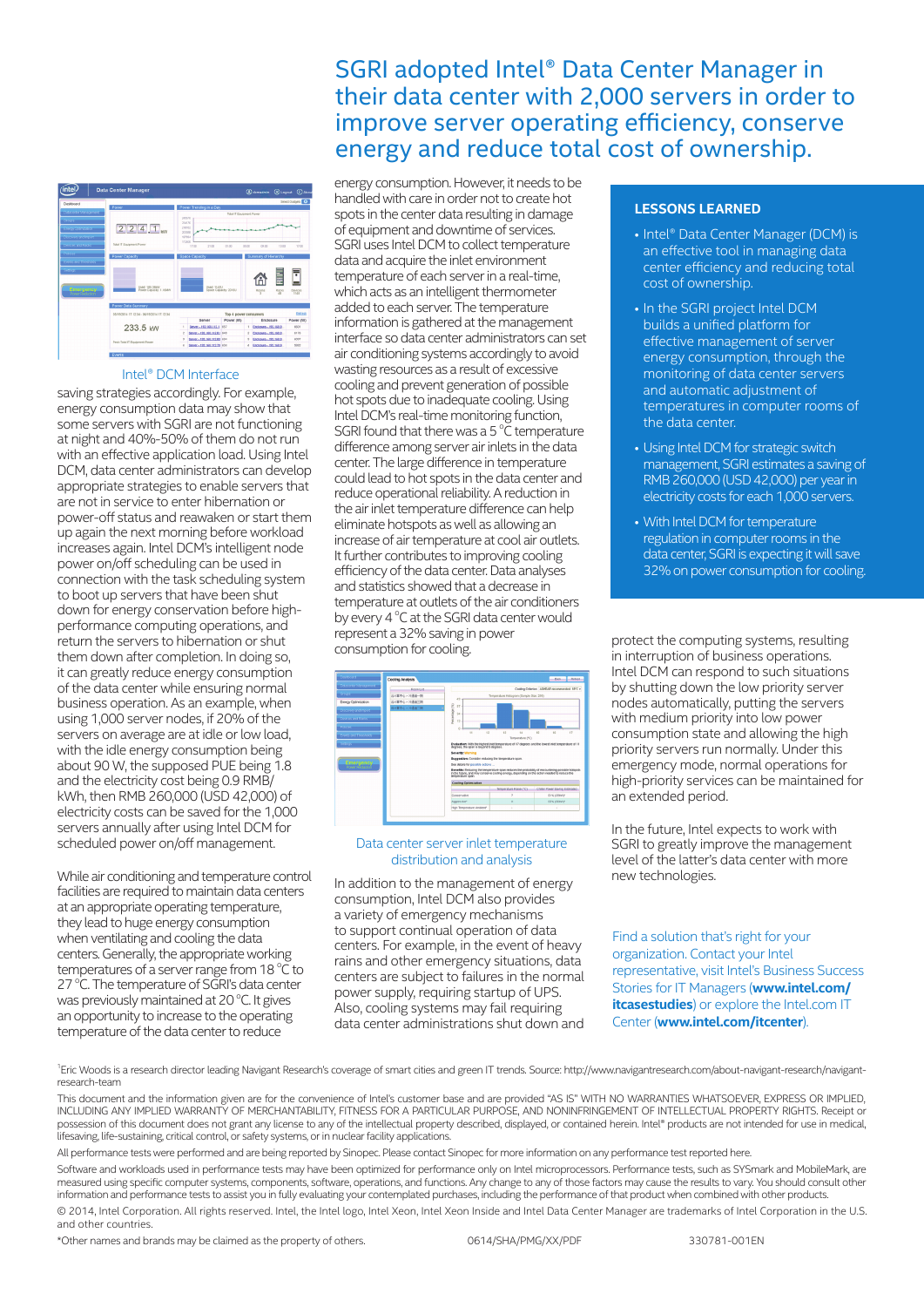# SGRI adopted Intel® Data Center Manager in their data center with 2,000 servers in order to improve server operating efficiency, conserve energy and reduce total cost of ownership.

Intel® DCM Interface

saving strategies accordingly. For example, energy consumption data may show that some servers with SGRI are not functioning at night and 40%-50% of them do not run with an effective application load. Using Intel DCM, data center administrators can develop appropriate strategies to enable servers that are not in service to enter hibernation or power-off status and reawaken or start them up again the next morning before workload increases again. Intel DCM's intelligent node power on/off scheduling can be used in connection with the task scheduling system to boot up servers that have been shut down for energy conservation before high-performance computing operations, and return the servers to hibernation or shut them down after completion. In doing so, it can greatly reduce energy consumption of the data center while ensuring normal business operation. As an example, when using 1,000 server nodes, if 20% of the servers on average are at idle or low load, with the idle energy consumption being about 90 W, the supposed PUE being 1.8 and the electricity cost being 0.9 RMB/kWh, then RMB 260,000 (USD 42,000) of electricity costs can be saved for the 1,000 servers annually after using Intel DCM for scheduled power on/off management.

While air conditioning and temperature control facilities are required to maintain data centers at an appropriate operating temperature, they lead to huge energy consumption when ventilating and cooling the data centers. Generally, the appropriate working temperatures of a server range from 18 °C to 27 °C. The temperature of SGRI's data center was previously maintained at 20 °C. It gives an opportunity to increase to the operating temperature of the data center to reduce energy consumption. However, it needs to be handled with care in order not to create hot spots in the center data resulting in damage of equipment and downtime of services. SGRI uses Intel DCM to collect temperature data and acquire the inlet environment temperature of each server in a real-time, which acts as an intelligent thermometer added to each server. The temperature information is gathered at the management interface so data center administrators can set air conditioning systems accordingly to avoid wasting resources as a result of excessive cooling and prevent generation of possible hot spots due to inadequate cooling. Using Intel DCM's real-time monitoring function, SGRI found that there was a 5 °C temperature difference among server air inlets in the data center. The large difference in temperature could lead to hot spots in the data center and reduce operational reliability. A reduction in the air inlet temperature difference can help eliminate hotspots as well as allowing an increase of air temperature at cool air outlets. It further contributes to improving cooling efficiency of the data center. Data analyses and statistics showed that a decrease in temperature at outlets of the air conditioners by every 4 °C at the SGRI data center would represent a 32% saving in power consumption for cooling.

Data center server inlet temperature distribution and analysis

In addition to the management of energy consumption, Intel DCM also provides a variety of emergency mechanisms to support continual operation of data centers. For example, in the event of heavy rains and other emergency situations, data centers are subject to failures in the normal power supply, requiring startup of UPS. Also, cooling systems may fail requiring data center administrations shut down and protect the computing systems, resulting in interruption of business operations. Intel DCM can respond to such situations by shutting down the low priority server nodes automatically, putting the servers with medium priority into low power consumption state and allowing the high priority servers run normally. Under this emergency mode, normal operations for high-priority services can be maintained for an extended period.

In the future, Intel expects to work with SGRI to greatly improve the management level of the latter's data center with more new technologies.

## LESSONS LEARNED

- Intel® Data Center Manager (DCM) is an effective tool in managing data center efficiency and reducing total cost of ownership.
- In the SGRI project Intel DCM builds a unified platform for effective management of server energy consumption, through the monitoring of data center servers and automatic adjustment of temperatures in computer rooms of the data center.
- Using Intel DCM for strategic switch management, SGRI estimates a saving of RMB 260,000 (USD 42,000) per year in electricity costs for each 1,000 servers.
- With Intel DCM for temperature regulation in computer rooms in the data center, SGRI is expecting it will save 32% on power consumption for cooling.

Find a solution that's right for your organization. Contact your Intel representative, visit Intel's Business Success Stories for IT Managers (**www.intel.com/itcasestudies**) or explore the Intel.com IT Center (**www.intel.com/itcenter**).

[1]Eric Woods is a research director leading Navigant Research's coverage of smart cities and green IT trends. Source: http://www.navigantresearch.com/about-navigant-research/navigant-research-team

This document and the information given are for the convenience of Intel's customer base and are provided "AS IS" WITH NO WARRANTIES WHATSOEVER, EXPRESS OR IMPLIED, INCLUDING ANY IMPLIED WARRANTY OF MERCHANTABILITY, FITNESS FOR A PARTICULAR PURPOSE, AND NONINFRINGEMENT OF INTELLECTUAL PROPERTY RIGHTS. Receipt or possession of this document does not grant any license to any of the intellectual property described, displayed, or contained herein. Intel® products are not intended for use in medical, lifesaving, life-sustaining, critical control, or safety systems, or in nuclear facility applications.

All performance tests were performed and are being reported by Sinopec. Please contact Sinopec for more information on any performance test reported here.

Software and workloads used in performance tests may have been optimized for performance only on Intel microprocessors. Performance tests, such as SYSmark and MobileMark, are measured using specific computer systems, components, software, operations, and functions. Any change to any of those factors may cause the results to vary. You should consult other information and performance tests to assist you in fully evaluating your contemplated purchases, including the performance of that product when combined with other products.

© 2014, Intel Corporation. All rights reserved. Intel, the Intel logo, Intel Xeon, Intel Xeon Inside and Intel Data Center Manager are trademarks of Intel Corporation in the U.S. and other countries.

*Other names and brands may be claimed as the property of others. 0614/SHA/PMG/XX/PDF 330781-001EN